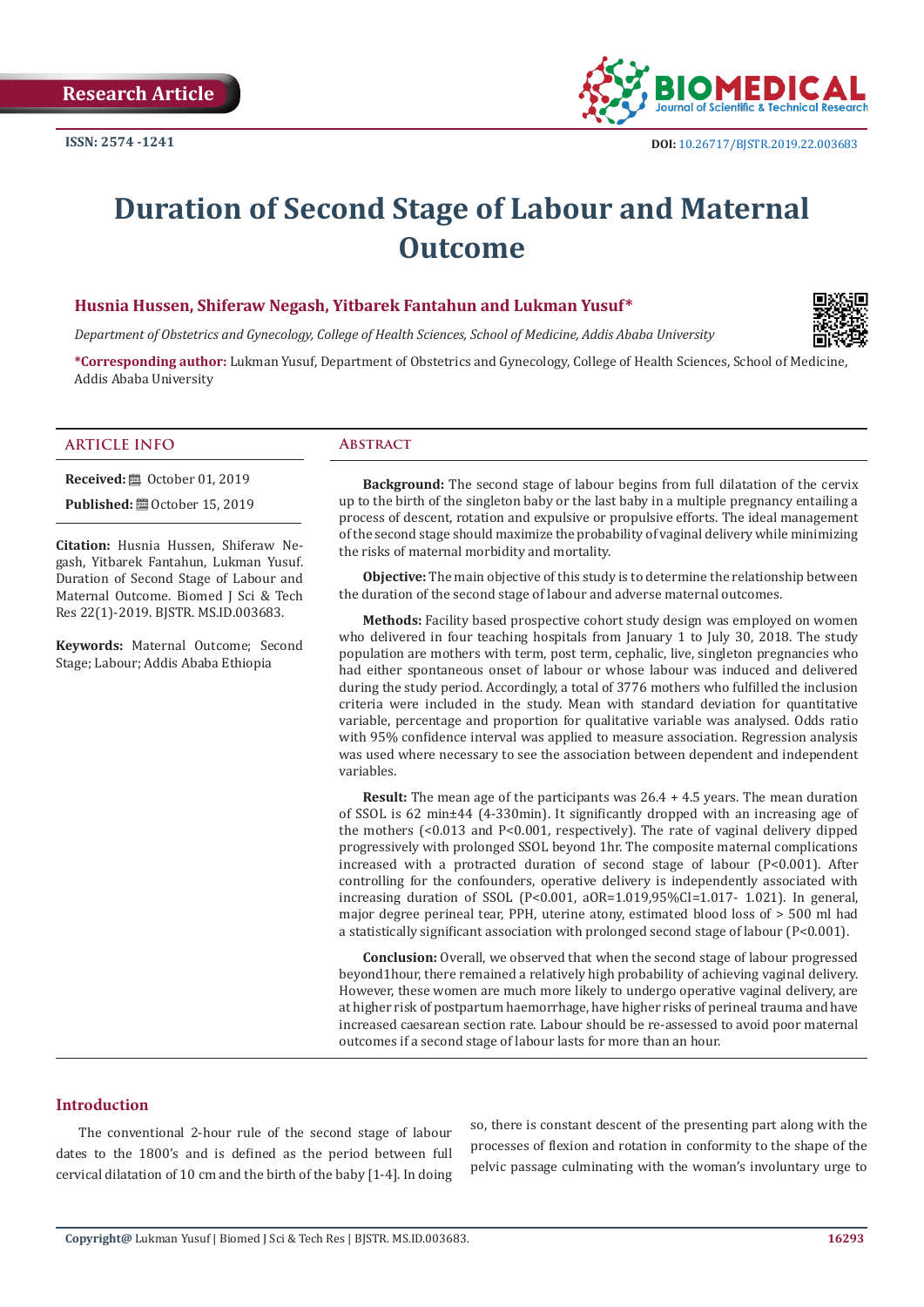Research Article

ISSN: 2574 -1241

DOI: 10.26717/BJSTR.2019.22.003683

# Duration of Second Stage of Labour and Maternal Outcome

**Husnia Hussen, Shiferaw Negash, Yitbarek Fantahun and Lukman Yusuf***

*Department of Obstetrics and Gynecology, College of Health Sciences, School of Medicine, Addis Ababa University*

***Corresponding author:** Lukman Yusuf, Department of Obstetrics and Gynecology, College of Health Sciences, School of Medicine, Addis Ababa University

## ARTICLE INFO

**Received:** October 01, 2019

**Published:** October 15, 2019

**Citation:** Husnia Hussen, Shiferaw Negash, Yitbarek Fantahun, Lukman Yusuf. Duration of Second Stage of Labour and Maternal Outcome. Biomed J Sci & Tech Res 22(1)-2019. BJSTR. MS.ID.003683.

**Keywords:** Maternal Outcome; Second Stage; Labour; Addis Ababa Ethiopia

## Abstract

**Background:** The second stage of labour begins from full dilatation of the cervix up to the birth of the singleton baby or the last baby in a multiple pregnancy entailing a process of descent, rotation and expulsive or propulsive efforts. The ideal management of the second stage should maximize the probability of vaginal delivery while minimizing the risks of maternal morbidity and mortality.

**Objective:** The main objective of this study is to determine the relationship between the duration of the second stage of labour and adverse maternal outcomes.

**Methods:** Facility based prospective cohort study design was employed on women who delivered in four teaching hospitals from January 1 to July 30, 2018. The study population are mothers with term, post term, cephalic, live, singleton pregnancies who had either spontaneous onset of labour or whose labour was induced and delivered during the study period. Accordingly, a total of 3776 mothers who fulfilled the inclusion criteria were included in the study. Mean with standard deviation for quantitative variable, percentage and proportion for qualitative variable was analysed. Odds ratio with 95% confidence interval was applied to measure association. Regression analysis was used where necessary to see the association between dependent and independent variables.

**Result:** The mean age of the participants was 26.4 + 4.5 years. The mean duration of SSOL is 62 min±44 (4-330min). It significantly dropped with an increasing age of the mothers (<0.013 and P<0.001, respectively). The rate of vaginal delivery dipped progressively with prolonged SSOL beyond 1hr. The composite maternal complications increased with a protracted duration of second stage of labour (P<0.001). After controlling for the confounders, operative delivery is independently associated with increasing duration of SSOL (P<0.001, aOR=1.019,95%CI=1.017- 1.021). In general, major degree perineal tear, PPH, uterine atony, estimated blood loss of > 500 ml had a statistically significant association with prolonged second stage of labour (P<0.001).

**Conclusion:** Overall, we observed that when the second stage of labour progressed beyond1hour, there remained a relatively high probability of achieving vaginal delivery. However, these women are much more likely to undergo operative vaginal delivery, are at higher risk of postpartum haemorrhage, have higher risks of perineal trauma and have increased caesarean section rate. Labour should be re-assessed to avoid poor maternal outcomes if a second stage of labour lasts for more than an hour.

## Introduction

The conventional 2-hour rule of the second stage of labour dates to the 1800's and is defined as the period between full cervical dilatation of 10 cm and the birth of the baby [1-4]. In doing so, there is constant descent of the presenting part along with the processes of flexion and rotation in conformity to the shape of the pelvic passage culminating with the woman's involuntary urge to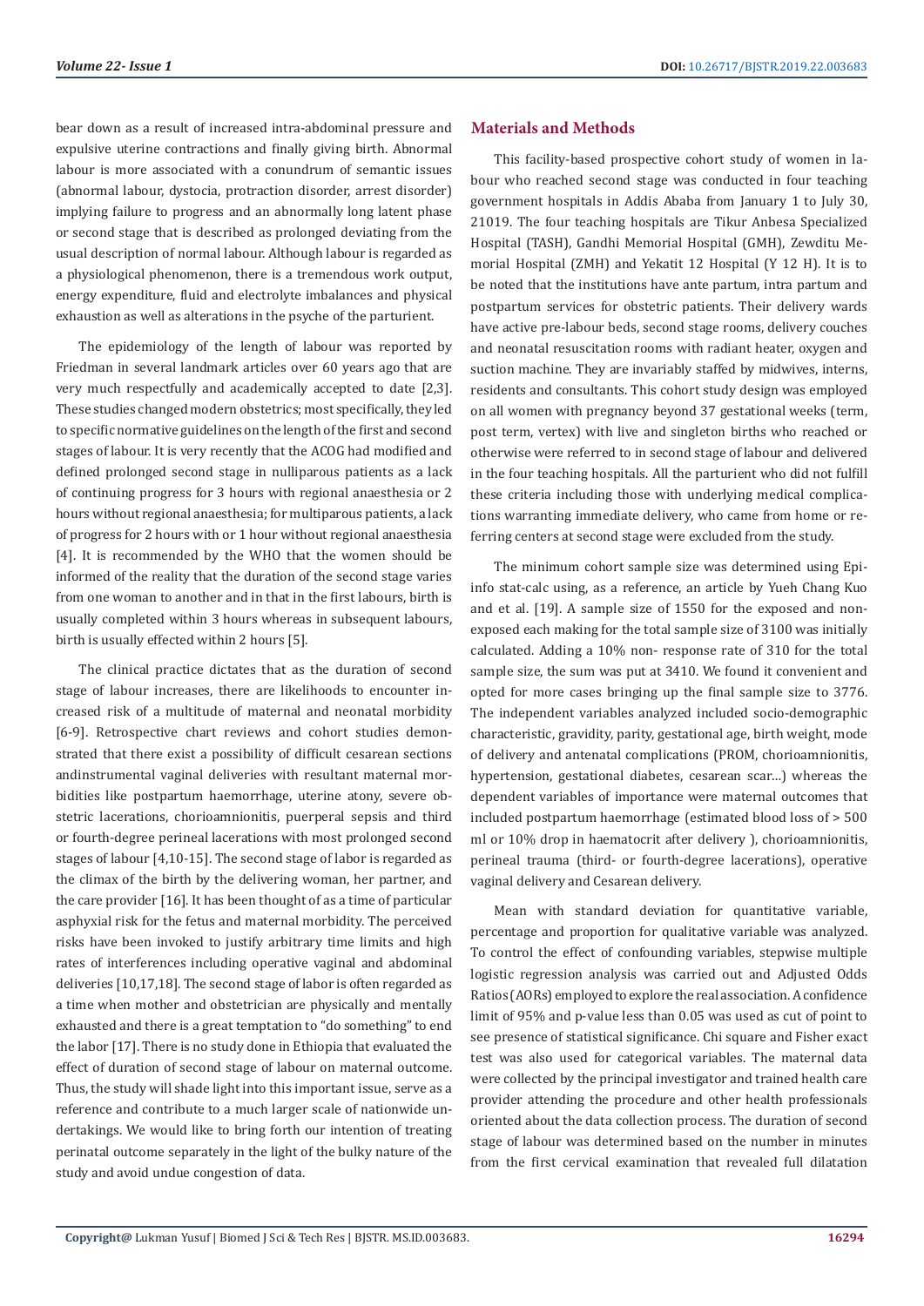bear down as a result of increased intra-abdominal pressure and expulsive uterine contractions and finally giving birth. Abnormal labour is more associated with a conundrum of semantic issues (abnormal labour, dystocia, protraction disorder, arrest disorder) implying failure to progress and an abnormally long latent phase or second stage that is described as prolonged deviating from the usual description of normal labour. Although labour is regarded as a physiological phenomenon, there is a tremendous work output, energy expenditure, fluid and electrolyte imbalances and physical exhaustion as well as alterations in the psyche of the parturient.

The epidemiology of the length of labour was reported by Friedman in several landmark articles over 60 years ago that are very much respectfully and academically accepted to date [2,3]. These studies changed modern obstetrics; most specifically, they led to specific normative guidelines on the length of the first and second stages of labour. It is very recently that the ACOG had modified and defined prolonged second stage in nulliparous patients as a lack of continuing progress for 3 hours with regional anaesthesia or 2 hours without regional anaesthesia; for multiparous patients, a lack of progress for 2 hours with or 1 hour without regional anaesthesia [4]. It is recommended by the WHO that the women should be informed of the reality that the duration of the second stage varies from one woman to another and in that in the first labours, birth is usually completed within 3 hours whereas in subsequent labours, birth is usually effected within 2 hours [5].

The clinical practice dictates that as the duration of second stage of labour increases, there are likelihoods to encounter increased risk of a multitude of maternal and neonatal morbidity [6-9]. Retrospective chart reviews and cohort studies demonstrated that there exist a possibility of difficult cesarean sections andinstrumental vaginal deliveries with resultant maternal morbidities like postpartum haemorrhage, uterine atony, severe obstetric lacerations, chorioamnionitis, puerperal sepsis and third or fourth-degree perineal lacerations with most prolonged second stages of labour [4,10-15]. The second stage of labor is regarded as the climax of the birth by the delivering woman, her partner, and the care provider [16]. It has been thought of as a time of particular asphyxial risk for the fetus and maternal morbidity. The perceived risks have been invoked to justify arbitrary time limits and high rates of interferences including operative vaginal and abdominal deliveries [10,17,18]. The second stage of labor is often regarded as a time when mother and obstetrician are physically and mentally exhausted and there is a great temptation to "do something" to end the labor [17]. There is no study done in Ethiopia that evaluated the effect of duration of second stage of labour on maternal outcome. Thus, the study will shade light into this important issue, serve as a reference and contribute to a much larger scale of nationwide undertakings. We would like to bring forth our intention of treating perinatal outcome separately in the light of the bulky nature of the study and avoid undue congestion of data.

## Materials and Methods

This facility-based prospective cohort study of women in labour who reached second stage was conducted in four teaching government hospitals in Addis Ababa from January 1 to July 30, 21019. The four teaching hospitals are Tikur Anbesa Specialized Hospital (TASH), Gandhi Memorial Hospital (GMH), Zewditu Memorial Hospital (ZMH) and Yekatit 12 Hospital (Y 12 H). It is to be noted that the institutions have ante partum, intra partum and postpartum services for obstetric patients. Their delivery wards have active pre-labour beds, second stage rooms, delivery couches and neonatal resuscitation rooms with radiant heater, oxygen and suction machine. They are invariably staffed by midwives, interns, residents and consultants. This cohort study design was employed on all women with pregnancy beyond 37 gestational weeks (term, post term, vertex) with live and singleton births who reached or otherwise were referred to in second stage of labour and delivered in the four teaching hospitals. All the parturient who did not fulfill these criteria including those with underlying medical complications warranting immediate delivery, who came from home or referring centers at second stage were excluded from the study.

The minimum cohort sample size was determined using Epi-info stat-calc using, as a reference, an article by Yueh Chang Kuo and et al. [19]. A sample size of 1550 for the exposed and non-exposed each making for the total sample size of 3100 was initially calculated. Adding a 10% non- response rate of 310 for the total sample size, the sum was put at 3410. We found it convenient and opted for more cases bringing up the final sample size to 3776. The independent variables analyzed included socio-demographic characteristic, gravidity, parity, gestational age, birth weight, mode of delivery and antenatal complications (PROM, chorioamnionitis, hypertension, gestational diabetes, cesarean scar…) whereas the dependent variables of importance were maternal outcomes that included postpartum haemorrhage (estimated blood loss of > 500 ml or 10% drop in haematocrit after delivery ), chorioamnionitis, perineal trauma (third- or fourth-degree lacerations), operative vaginal delivery and Cesarean delivery.

Mean with standard deviation for quantitative variable, percentage and proportion for qualitative variable was analyzed. To control the effect of confounding variables, stepwise multiple logistic regression analysis was carried out and Adjusted Odds Ratios (AORs) employed to explore the real association. A confidence limit of 95% and p-value less than 0.05 was used as cut of point to see presence of statistical significance. Chi square and Fisher exact test was also used for categorical variables. The maternal data were collected by the principal investigator and trained health care provider attending the procedure and other health professionals oriented about the data collection process. The duration of second stage of labour was determined based on the number in minutes from the first cervical examination that revealed full dilatation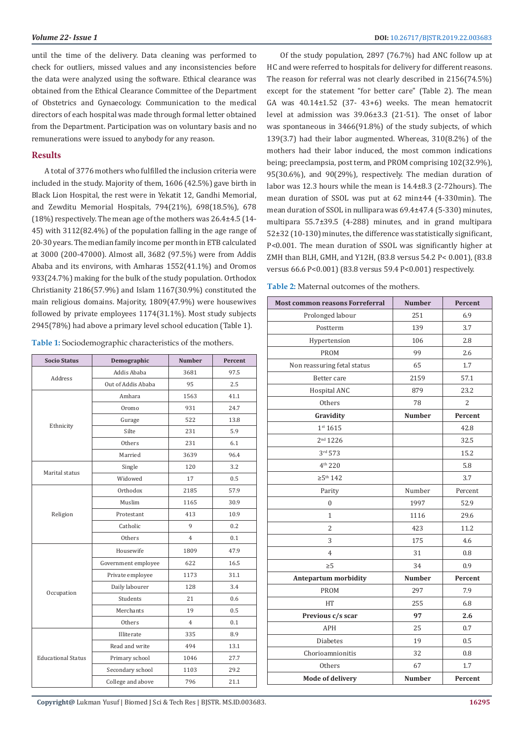until the time of the delivery. Data cleaning was performed to check for outliers, missed values and any inconsistencies before the data were analyzed using the software. Ethical clearance was obtained from the Ethical Clearance Committee of the Department of Obstetrics and Gynaecology. Communication to the medical directors of each hospital was made through formal letter obtained from the Department. Participation was on voluntary basis and no remunerations were issued to anybody for any reason.

## Results

A total of 3776 mothers who fulfilled the inclusion criteria were included in the study. Majority of them, 1606 (42.5%) gave birth in Black Lion Hospital, the rest were in Yekatit 12, Gandhi Memorial, and Zewditu Memorial Hospitals, 794(21%), 698(18.5%), 678 (18%) respectively. The mean age of the mothers was 26.4±4.5 (14-45) with 3112(82.4%) of the population falling in the age range of 20-30 years. The median family income per month in ETB calculated at 3000 (200-47000). Almost all, 3682 (97.5%) were from Addis Ababa and its environs, with Amharas 1552(41.1%) and Oromos 933(24.7%) making for the bulk of the study population. Orthodox Christianity 2186(57.9%) and Islam 1167(30.9%) constituted the main religious domains. Majority, 1809(47.9%) were housewives followed by private employees 1174(31.1%). Most study subjects 2945(78%) had above a primary level school education (Table 1).

**Table 1:** Sociodemographic characteristics of the mothers.

| Socio Status | Demographic | Number | Percent |
|---|---|---|---|
| Address | Addis Ababa | 3681 | 97.5 |
| | Out of Addis Ababa | 95 | 2.5 |
| Ethnicity | Amhara | 1563 | 41.1 |
| | Oromo | 931 | 24.7 |
| | Gurage | 522 | 13.8 |
| | Silte | 231 | 5.9 |
| | Others | 231 | 6.1 |
| | Married | 3639 | 96.4 |
| Marital status | Single | 120 | 3.2 |
| | Widowed | 17 | 0.5 |
| Religion | Orthodox | 2185 | 57.9 |
| | Muslim | 1165 | 30.9 |
| | Protestant | 413 | 10.9 |
| | Catholic | 9 | 0.2 |
| | Others | 4 | 0.1 |
| Occupation | Housewife | 1809 | 47.9 |
| | Government employee | 622 | 16.5 |
| | Private employee | 1173 | 31.1 |
| | Daily labourer | 128 | 3.4 |
| | Students | 21 | 0.6 |
| | Merchants | 19 | 0.5 |
| | Others | 4 | 0.1 |
| Educational Status | Illiterate | 335 | 8.9 |
| | Read and write | 494 | 13.1 |
| | Primary school | 1046 | 27.7 |
| | Secondary school | 1103 | 29.2 |
| | College and above | 796 | 21.1 |

Of the study population, 2897 (76.7%) had ANC follow up at HC and were referred to hospitals for delivery for different reasons. The reason for referral was not clearly described in 2156(74.5%) except for the statement "for better care" (Table 2). The mean GA was 40.14±1.52 (37- 43+6) weeks. The mean hematocrit level at admission was 39.06±3.3 (21-51). The onset of labor was spontaneous in 3466(91.8%) of the study subjects, of which 139(3.7) had their labor augmented. Whereas, 310(8.2%) of the mothers had their labor induced, the most common indications being; preeclampsia, post term, and PROM comprising 102(32.9%), 95(30.6%), and 90(29%), respectively. The median duration of labor was 12.3 hours while the mean is 14.4±8.3 (2-72hours). The mean duration of SSOL was put at 62 min±44 (4-330min). The mean duration of SSOL in nullipara was 69.4±47.4 (5-330) minutes, multipara 55.7±39.5 (4-288) minutes, and in grand multipara 52±32 (10-130) minutes, the difference was statistically significant, P<0.001. The mean duration of SSOL was significantly higher at ZMH than BLH, GMH, and Y12H, (83.8 versus 54.2 P< 0.001), (83.8 versus 66.6 P<0.001) (83.8 versus 59.4 P<0.001) respectively.

**Table 2:** Maternal outcomes of the mothers.

| Most common reasons Forreferral | Number | Percent |
|---|---|---|
| Prolonged labour | 251 | 6.9 |
| Postterm | 139 | 3.7 |
| Hypertension | 106 | 2.8 |
| PROM | 99 | 2.6 |
| Non reassuring fetal status | 65 | 1.7 |
| Better care | 2159 | 57.1 |
| Hospital ANC | 879 | 23.2 |
| Others | 78 | 2 |
| **Gravidity** | **Number** | **Percent** |
| 1st 1615 | | 42.8 |
| 2nd 1226 | | 32.5 |
| 3rd 573 | | 15.2 |
| 4th 220 | | 5.8 |
| ≥5th 142 | | 3.7 |
| Parity | Number | Percent |
| 0 | 1997 | 52.9 |
| 1 | 1116 | 29.6 |
| 2 | 423 | 11.2 |
| 3 | 175 | 4.6 |
| 4 | 31 | 0.8 |
| ≥5 | 34 | 0.9 |
| **Antepartum morbidity** | **Number** | **Percent** |
| PROM | 297 | 7.9 |
| HT | 255 | 6.8 |
| **Previous c/s scar** | **97** | **2.6** |
| APH | 25 | 0.7 |
| Diabetes | 19 | 0.5 |
| Chorioamnionitis | 32 | 0.8 |
| Others | 67 | 1.7 |
| **Mode of delivery** | **Number** | **Percent** |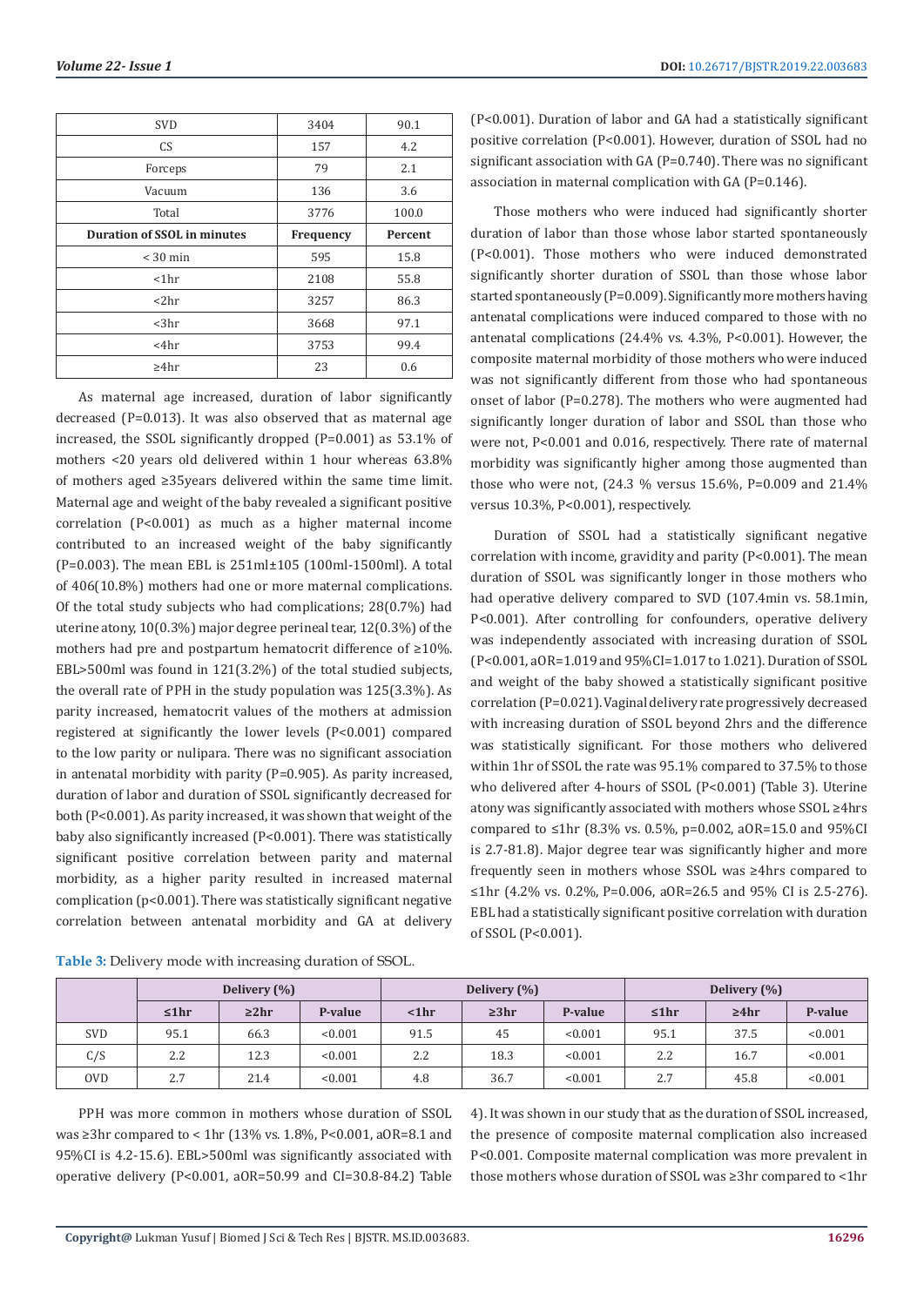| SVD | 3404 | 90.1 |
| --- | --- | --- |
| CS | 157 | 4.2 |
| Forceps | 79 | 2.1 |
| Vacuum | 136 | 3.6 |
| Total | 3776 | 100.0 |
| **Duration of SSOL in minutes** | **Frequency** | **Percent** |
| < 30 min | 595 | 15.8 |
| <1hr | 2108 | 55.8 |
| <2hr | 3257 | 86.3 |
| <3hr | 3668 | 97.1 |
| <4hr | 3753 | 99.4 |
| ≥4hr | 23 | 0.6 |

As maternal age increased, duration of labor significantly decreased (P=0.013). It was also observed that as maternal age increased, the SSOL significantly dropped (P=0.001) as 53.1% of mothers <20 years old delivered within 1 hour whereas 63.8% of mothers aged ≥35years delivered within the same time limit. Maternal age and weight of the baby revealed a significant positive correlation (P<0.001) as much as a higher maternal income contributed to an increased weight of the baby significantly (P=0.003). The mean EBL is 251ml±105 (100ml-1500ml). A total of 406(10.8%) mothers had one or more maternal complications. Of the total study subjects who had complications; 28(0.7%) had uterine atony, 10(0.3%) major degree perineal tear, 12(0.3%) of the mothers had pre and postpartum hematocrit difference of ≥10%. EBL>500ml was found in 121(3.2%) of the total studied subjects, the overall rate of PPH in the study population was 125(3.3%). As parity increased, hematocrit values of the mothers at admission registered at significantly the lower levels (P<0.001) compared to the low parity or nulipara. There was no significant association in antenatal morbidity with parity (P=0.905). As parity increased, duration of labor and duration of SSOL significantly decreased for both (P<0.001). As parity increased, it was shown that weight of the baby also significantly increased (P<0.001). There was statistically significant positive correlation between parity and maternal morbidity, as a higher parity resulted in increased maternal complication (p<0.001). There was statistically significant negative correlation between antenatal morbidity and GA at delivery (P<0.001). Duration of labor and GA had a statistically significant positive correlation (P<0.001). However, duration of SSOL had no significant association with GA (P=0.740). There was no significant association in maternal complication with GA (P=0.146).

Those mothers who were induced had significantly shorter duration of labor than those whose labor started spontaneously (P<0.001). Those mothers who were induced demonstrated significantly shorter duration of SSOL than those whose labor started spontaneously (P=0.009). Significantly more mothers having antenatal complications were induced compared to those with no antenatal complications (24.4% vs. 4.3%, P<0.001). However, the composite maternal morbidity of those mothers who were induced was not significantly different from those who had spontaneous onset of labor (P=0.278). The mothers who were augmented had significantly longer duration of labor and SSOL than those who were not, P<0.001 and 0.016, respectively. There rate of maternal morbidity was significantly higher among those augmented than those who were not, (24.3 % versus 15.6%, P=0.009 and 21.4% versus 10.3%, P<0.001), respectively.

Duration of SSOL had a statistically significant negative correlation with income, gravidity and parity (P<0.001). The mean duration of SSOL was significantly longer in those mothers who had operative delivery compared to SVD (107.4min vs. 58.1min, P<0.001). After controlling for confounders, operative delivery was independently associated with increasing duration of SSOL (P<0.001, aOR=1.019 and 95%CI=1.017 to 1.021). Duration of SSOL and weight of the baby showed a statistically significant positive correlation (P=0.021). Vaginal delivery rate progressively decreased with increasing duration of SSOL beyond 2hrs and the difference was statistically significant. For those mothers who delivered within 1hr of SSOL the rate was 95.1% compared to 37.5% to those who delivered after 4-hours of SSOL (P<0.001) (Table 3). Uterine atony was significantly associated with mothers whose SSOL ≥4hrs compared to ≤1hr (8.3% vs. 0.5%, p=0.002, aOR=15.0 and 95%CI is 2.7-81.8). Major degree tear was significantly higher and more frequently seen in mothers whose SSOL was ≥4hrs compared to ≤1hr (4.2% vs. 0.2%, P=0.006, aOR=26.5 and 95% CI is 2.5-276). EBL had a statistically significant positive correlation with duration of SSOL (P<0.001).

**Table 3:** Delivery mode with increasing duration of SSOL.

| | Delivery (%) | | | Delivery (%) | | | Delivery (%) | | |
| --- | --- | --- | --- | --- | --- | --- | --- | --- | --- |
| | ≤1hr | ≥2hr | P-value | <1hr | ≥3hr | P-value | ≤1hr | ≥4hr | P-value |
| SVD | 95.1 | 66.3 | <0.001 | 91.5 | 45 | <0.001 | 95.1 | 37.5 | <0.001 |
| C/S | 2.2 | 12.3 | <0.001 | 2.2 | 18.3 | <0.001 | 2.2 | 16.7 | <0.001 |
| OVD | 2.7 | 21.4 | <0.001 | 4.8 | 36.7 | <0.001 | 2.7 | 45.8 | <0.001 |

PPH was more common in mothers whose duration of SSOL was ≥3hr compared to < 1hr (13% vs. 1.8%, P<0.001, aOR=8.1 and 95%CI is 4.2-15.6). EBL>500ml was significantly associated with operative delivery (P<0.001, aOR=50.99 and CI=30.8-84.2) Table 4). It was shown in our study that as the duration of SSOL increased, the presence of composite maternal complication also increased P<0.001. Composite maternal complication was more prevalent in those mothers whose duration of SSOL was ≥3hr compared to <1hr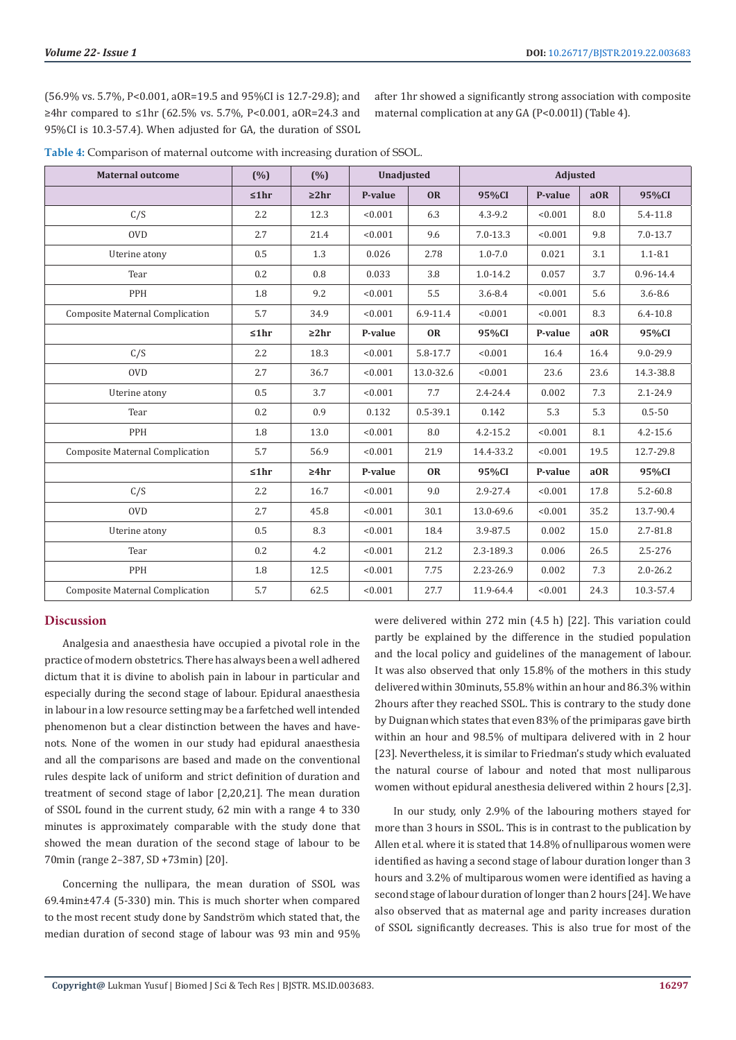(56.9% vs. 5.7%, P<0.001, aOR=19.5 and 95%CI is 12.7-29.8); and ≥4hr compared to ≤1hr (62.5% vs. 5.7%, P<0.001, aOR=24.3 and 95%CI is 10.3-57.4). When adjusted for GA, the duration of SSOL after 1hr showed a significantly strong association with composite maternal complication at any GA (P<0.001l) (Table 4).

**Table 4:** Comparison of maternal outcome with increasing duration of SSOL.

| Maternal outcome | (%) | (%) | Unadjusted | | | Adjusted | | |
|---|---|---|---|---|---|---|---|---|
| | ≤1hr | ≥2hr | P-value | OR | 95%CI | P-value | aOR | 95%CI |
| C/S | 2.2 | 12.3 | <0.001 | 6.3 | 4.3-9.2 | <0.001 | 8.0 | 5.4-11.8 |
| OVD | 2.7 | 21.4 | <0.001 | 9.6 | 7.0-13.3 | <0.001 | 9.8 | 7.0-13.7 |
| Uterine atony | 0.5 | 1.3 | 0.026 | 2.78 | 1.0-7.0 | 0.021 | 3.1 | 1.1-8.1 |
| Tear | 0.2 | 0.8 | 0.033 | 3.8 | 1.0-14.2 | 0.057 | 3.7 | 0.96-14.4 |
| PPH | 1.8 | 9.2 | <0.001 | 5.5 | 3.6-8.4 | <0.001 | 5.6 | 3.6-8.6 |
| Composite Maternal Complication | 5.7 | 34.9 | <0.001 | 6.9-11.4 | <0.001 | <0.001 | 8.3 | 6.4-10.8 |
| | ≤1hr | ≥2hr | P-value | OR | 95%CI | P-value | aOR | 95%CI |
| C/S | 2.2 | 18.3 | <0.001 | 5.8-17.7 | <0.001 | 16.4 | 16.4 | 9.0-29.9 |
| OVD | 2.7 | 36.7 | <0.001 | 13.0-32.6 | <0.001 | 23.6 | 23.6 | 14.3-38.8 |
| Uterine atony | 0.5 | 3.7 | <0.001 | 7.7 | 2.4-24.4 | 0.002 | 7.3 | 2.1-24.9 |
| Tear | 0.2 | 0.9 | 0.132 | 0.5-39.1 | 0.142 | 5.3 | 5.3 | 0.5-50 |
| PPH | 1.8 | 13.0 | <0.001 | 8.0 | 4.2-15.2 | <0.001 | 8.1 | 4.2-15.6 |
| Composite Maternal Complication | 5.7 | 56.9 | <0.001 | 21.9 | 14.4-33.2 | <0.001 | 19.5 | 12.7-29.8 |
| | ≤1hr | ≥4hr | P-value | OR | 95%CI | P-value | aOR | 95%CI |
| C/S | 2.2 | 16.7 | <0.001 | 9.0 | 2.9-27.4 | <0.001 | 17.8 | 5.2-60.8 |
| OVD | 2.7 | 45.8 | <0.001 | 30.1 | 13.0-69.6 | <0.001 | 35.2 | 13.7-90.4 |
| Uterine atony | 0.5 | 8.3 | <0.001 | 18.4 | 3.9-87.5 | 0.002 | 15.0 | 2.7-81.8 |
| Tear | 0.2 | 4.2 | <0.001 | 21.2 | 2.3-189.3 | 0.006 | 26.5 | 2.5-276 |
| PPH | 1.8 | 12.5 | <0.001 | 7.75 | 2.23-26.9 | 0.002 | 7.3 | 2.0-26.2 |
| Composite Maternal Complication | 5.7 | 62.5 | <0.001 | 27.7 | 11.9-64.4 | <0.001 | 24.3 | 10.3-57.4 |

## Discussion

Analgesia and anaesthesia have occupied a pivotal role in the practice of modern obstetrics. There has always been a well adhered dictum that it is divine to abolish pain in labour in particular and especially during the second stage of labour. Epidural anaesthesia in labour in a low resource setting may be a farfetched well intended phenomenon but a clear distinction between the haves and have-nots. None of the women in our study had epidural anaesthesia and all the comparisons are based and made on the conventional rules despite lack of uniform and strict definition of duration and treatment of second stage of labor [2,20,21]. The mean duration of SSOL found in the current study, 62 min with a range 4 to 330 minutes is approximately comparable with the study done that showed the mean duration of the second stage of labour to be 70min (range 2–387, SD +73min) [20].

Concerning the nullipara, the mean duration of SSOL was 69.4min±47.4 (5-330) min. This is much shorter when compared to the most recent study done by Sandström which stated that, the median duration of second stage of labour was 93 min and 95% were delivered within 272 min (4.5 h) [22]. This variation could partly be explained by the difference in the studied population and the local policy and guidelines of the management of labour. It was also observed that only 15.8% of the mothers in this study delivered within 30minuts, 55.8% within an hour and 86.3% within 2hours after they reached SSOL. This is contrary to the study done by Duignan which states that even 83% of the primiparas gave birth within an hour and 98.5% of multipara delivered with in 2 hour [23]. Nevertheless, it is similar to Friedman's study which evaluated the natural course of labour and noted that most nulliparous women without epidural anesthesia delivered within 2 hours [2,3].

In our study, only 2.9% of the labouring mothers stayed for more than 3 hours in SSOL. This is in contrast to the publication by Allen et al. where it is stated that 14.8% of nulliparous women were identified as having a second stage of labour duration longer than 3 hours and 3.2% of multiparous women were identified as having a second stage of labour duration of longer than 2 hours [24]. We have also observed that as maternal age and parity increases duration of SSOL significantly decreases. This is also true for most of the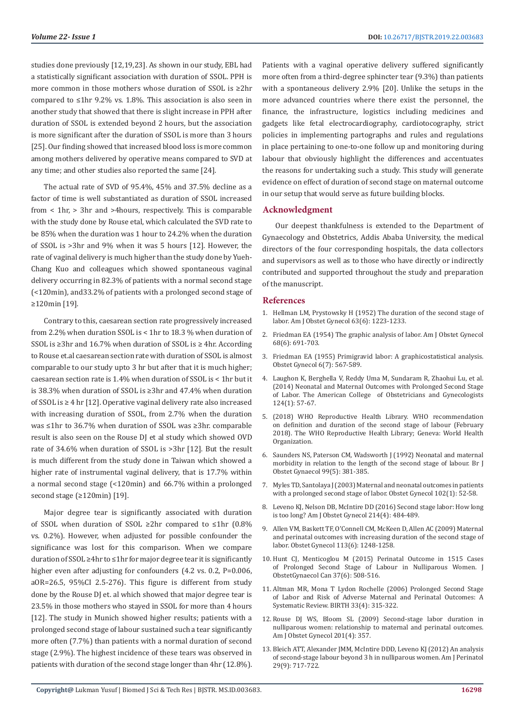studies done previously [12,19,23]. As shown in our study, EBL had a statistically significant association with duration of SSOL. PPH is more common in those mothers whose duration of SSOL is ≥2hr compared to ≤1hr 9.2% vs. 1.8%. This association is also seen in another study that showed that there is slight increase in PPH after duration of SSOL is extended beyond 2 hours, but the association is more significant after the duration of SSOL is more than 3 hours [25]. Our finding showed that increased blood loss is more common among mothers delivered by operative means compared to SVD at any time; and other studies also reported the same [24].

The actual rate of SVD of 95.4%, 45% and 37.5% decline as a factor of time is well substantiated as duration of SSOL increased from < 1hr, > 3hr and >4hours, respectively. This is comparable with the study done by Rouse etal, which calculated the SVD rate to be 85% when the duration was 1 hour to 24.2% when the duration of SSOL is >3hr and 9% when it was 5 hours [12]. However, the rate of vaginal delivery is much higher than the study done by Yueh-Chang Kuo and colleagues which showed spontaneous vaginal delivery occurring in 82.3% of patients with a normal second stage (<120min), and33.2% of patients with a prolonged second stage of ≥120min [19].

Contrary to this, caesarean section rate progressively increased from 2.2% when duration SSOL is < 1hr to 18.3 % when duration of SSOL is ≥3hr and 16.7% when duration of SSOL is ≥ 4hr. According to Rouse et.al caesarean section rate with duration of SSOL is almost comparable to our study upto 3 hr but after that it is much higher; caesarean section rate is 1.4% when duration of SSOL is < 1hr but it is 38.3% when duration of SSOL is ≥3hr and 47.4% when duration of SSOL is ≥ 4 hr [12]. Operative vaginal delivery rate also increased with increasing duration of SSOL, from 2.7% when the duration was ≤1hr to 36.7% when duration of SSOL was ≥3hr. comparable result is also seen on the Rouse DJ et al study which showed OVD rate of 34.6% when duration of SSOL is >3hr [12]. But the result is much different from the study done in Taiwan which showed a higher rate of instrumental vaginal delivery, that is 17.7% within a normal second stage (<120min) and 66.7% within a prolonged second stage (≥120min) [19].

Major degree tear is significantly associated with duration of SSOL when duration of SSOL ≥2hr compared to ≤1hr (0.8% vs. 0.2%). However, when adjusted for possible confounder the significance was lost for this comparison. When we compare duration of SSOL ≥4hr to ≤1hr for major degree tear it is significantly higher even after adjusting for confounders (4.2 vs. 0.2, P=0.006, aOR=26.5, 95%CI 2.5-276). This figure is different from study done by the Rouse DJ et. al which showed that major degree tear is 23.5% in those mothers who stayed in SSOL for more than 4 hours [12]. The study in Munich showed higher results; patients with a prolonged second stage of labour sustained such a tear significantly more often (7.7%) than patients with a normal duration of second stage (2.9%). The highest incidence of these tears was observed in patients with duration of the second stage longer than 4hr (12.8%). Patients with a vaginal operative delivery suffered significantly more often from a third-degree sphincter tear (9.3%) than patients with a spontaneous delivery 2.9% [20]. Unlike the setups in the more advanced countries where there exist the personnel, the finance, the infrastructure, logistics including medicines and gadgets like fetal electrocardiography, cardiotocography, strict policies in implementing partographs and rules and regulations in place pertaining to one-to-one follow up and monitoring during labour that obviously highlight the differences and accentuates the reasons for undertaking such a study. This study will generate evidence on effect of duration of second stage on maternal outcome in our setup that would serve as future building blocks.

## Acknowledgment

Our deepest thankfulness is extended to the Department of Gynaecology and Obstetrics, Addis Ababa University, the medical directors of the four corresponding hospitals, the data collectors and supervisors as well as to those who have directly or indirectly contributed and supported throughout the study and preparation of the manuscript.

## References

1. Hellman LM, Prystowsky H (1952) The duration of the second stage of labor. Am J Obstet Gynecol 63(6): 1223-1233.
2. Friedman EA (1954) The graphic analysis of labor. Am J Obstet Gynecol 68(6): 691-703.
3. Friedman EA (1955) Primigravid labor: A graphicostatistical analysis. Obstet Gynecol 6(7): 567-589.
4. Laughon K, Berghella V, Reddy Uma M, Sundaram R, Zhaohui Lu, et al. (2014) Neonatal and Maternal Outcomes with Prolonged Second Stage of Labor. The American College of Obstetricians and Gynecologists 124(1): 57-67.
5. (2018) WHO Reproductive Health Library. WHO recommendation on definition and duration of the second stage of labour (February 2018). The WHO Reproductive Health Library; Geneva: World Health Organization.
6. Saunders NS, Paterson CM, Wadsworth J (1992) Neonatal and maternal morbidity in relation to the length of the second stage of labour. Br J Obstet Gynaecol 99(5): 381-385.
7. Myles TD, Santolaya J (2003) Maternal and neonatal outcomes in patients with a prolonged second stage of labor. Obstet Gynecol 102(1): 52-58.
8. Leveno KJ, Nelson DB, McIntire DD (2016) Second stage labor: How long is too long? Am J Obstet Gynecol 214(4): 484-489.
9. Allen VM, Baskett TF, O'Connell CM, McKeen D, Allen AC (2009) Maternal and perinatal outcomes with increasing duration of the second stage of labor. Obstet Gynecol 113(6): 1248-1258.
10. Hunt CJ, Menticoglou M (2015) Perinatal Outcome in 1515 Cases of Prolonged Second Stage of Labour in Nulliparous Women. J ObstetGynaecol Can 37(6): 508-516.
11. Altman MR, Mona T Lydon Rochelle (2006) Prolonged Second Stage of Labor and Risk of Adverse Maternal and Perinatal Outcomes: A Systematic Review. BIRTH 33(4): 315-322.
12. Rouse DJ WS, Bloom SL (2009) Second-stage labor duration in nulliparous women: relationship to maternal and perinatal outcomes. Am J Obstet Gynecol 201(4): 357.
13. Bleich ATT, Alexander JMM, McIntire DDD, Leveno KJ (2012) An analysis of second-stage labour beyond 3 h in nulliparous women. Am J Perinatol 29(9): 717-722.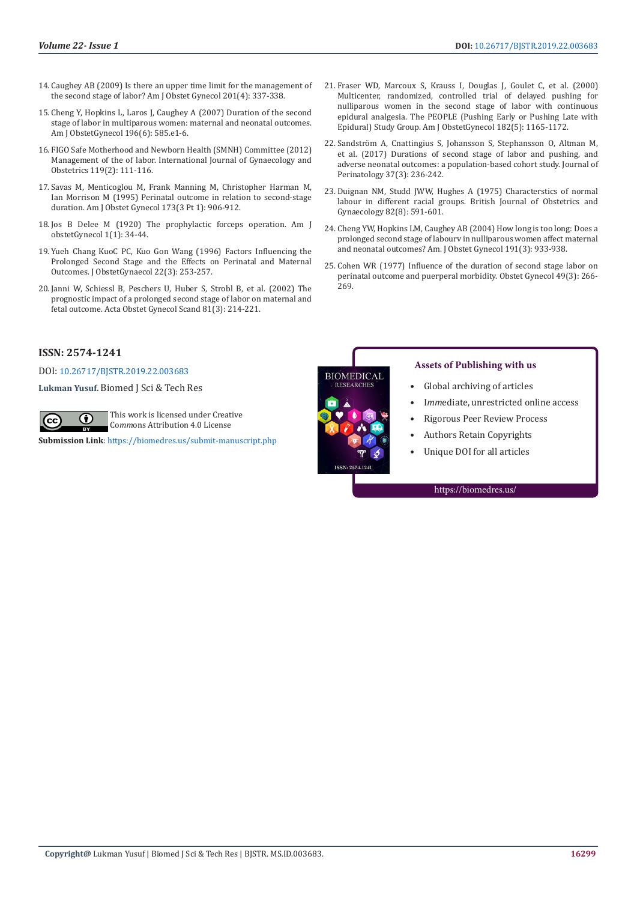14. Caughey AB (2009) Is there an upper time limit for the management of the second stage of labor? Am J Obstet Gynecol 201(4): 337-338.

15. Cheng Y, Hopkins L, Laros J, Caughey A (2007) Duration of the second stage of labor in multiparous women: maternal and neonatal outcomes. Am J ObstetGynecol 196(6): 585.e1-6.

16. FIGO Safe Motherhood and Newborn Health (SMNH) Committee (2012) Management of the of labor. International Journal of Gynaecology and Obstetrics 119(2): 111-116.

17. Savas M, Menticoglou M, Frank Manning M, Christopher Harman M, Ian Morrison M (1995) Perinatal outcome in relation to second-stage duration. Am J Obstet Gynecol 173(3 Pt 1): 906-912.

18. Jos B Delee M (1920) The prophylactic forceps operation. Am J obstetGynecol 1(1): 34-44.

19. Yueh Chang KuoC PC, Kuo Gon Wang (1996) Factors Influencing the Prolonged Second Stage and the Effects on Perinatal and Maternal Outcomes. J ObstetGynaecol 22(3): 253-257.

20. Janni W, Schiessl B, Peschers U, Huber S, Strobl B, et al. (2002) The prognostic impact of a prolonged second stage of labor on maternal and fetal outcome. Acta Obstet Gynecol Scand 81(3): 214-221.

21. Fraser WD, Marcoux S, Krauss I, Douglas J, Goulet C, et al. (2000) Multicenter, randomized, controlled trial of delayed pushing for nulliparous women in the second stage of labor with continuous epidural analgesia. The PEOPLE (Pushing Early or Pushing Late with Epidural) Study Group. Am J ObstetGynecol 182(5): 1165-1172.

22. Sandström A, Cnattingius S, Johansson S, Stephansson O, Altman M, et al. (2017) Durations of second stage of labor and pushing, and adverse neonatal outcomes: a population-based cohort study. Journal of Perinatology 37(3): 236-242.

23. Duignan NM, Studd JWW, Hughes A (1975) Characterstics of normal labour in different racial groups. British Journal of Obstetrics and Gynaecology 82(8): 591-601.

24. Cheng YW, Hopkins LM, Caughey AB (2004) How long is too long: Does a prolonged second stage of labourv in nulliparous women affect maternal and neonatal outcomes? Am. J Obstet Gynecol 191(3): 933-938.

25. Cohen WR (1977) Influence of the duration of second stage labor on perinatal outcome and puerperal morbidity. Obstet Gynecol 49(3): 266-269.

**ISSN: 2574-1241**

DOI: 10.26717/BJSTR.2019.22.003683

**Lukman Yusuf.** Biomed J Sci & Tech Res

This work is licensed under Creative Commons Attribution 4.0 License

**Submission Link**: https://biomedres.us/submit-manuscript.php

**Assets of Publishing with us**

- Global archiving of articles
- Immediate, unrestricted online access
- Rigorous Peer Review Process
- Authors Retain Copyrights
- Unique DOI for all articles

https://biomedres.us/